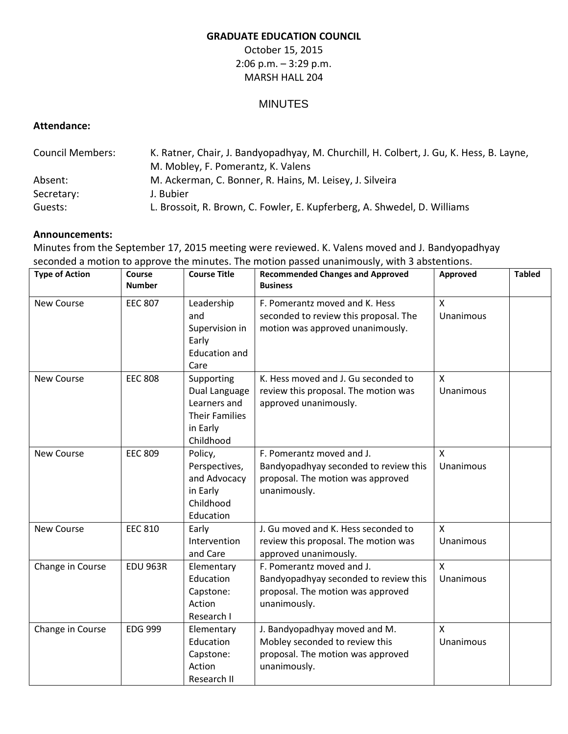# GRADUATE EDUCATION COUNCIL

October 15, 2015
2:06 p.m. – 3:29 p.m.
MARSH HALL 204

## MINUTES

**Attendance:**

Council Members: K. Ratner, Chair, J. Bandyopadhyay, M. Churchill, H. Colbert, J. Gu, K. Hess, B. Layne, M. Mobley, F. Pomerantz, K. Valens
Absent: M. Ackerman, C. Bonner, R. Hains, M. Leisey, J. Silveira
Secretary: J. Bubier
Guests: L. Brossoit, R. Brown, C. Fowler, E. Kupferberg, A. Shwedel, D. Williams

**Announcements:**
Minutes from the September 17, 2015 meeting were reviewed. K. Valens moved and J. Bandyopadhyay seconded a motion to approve the minutes. The motion passed unanimously, with 3 abstentions.

| Type of Action | Course Number | Course Title | Recommended Changes and Approved Business | Approved | Tabled |
|---|---|---|---|---|---|
| New Course | EEC 807 | Leadership and Supervision in Early Education and Care | F. Pomerantz moved and K. Hess seconded to review this proposal. The motion was approved unanimously. | X Unanimous | |
| New Course | EEC 808 | Supporting Dual Language Learners and Their Families in Early Childhood | K. Hess moved and J. Gu seconded to review this proposal. The motion was approved unanimously. | X Unanimous | |
| New Course | EEC 809 | Policy, Perspectives, and Advocacy in Early Childhood Education | F. Pomerantz moved and J. Bandyopadhyay seconded to review this proposal. The motion was approved unanimously. | X Unanimous | |
| New Course | EEC 810 | Early Intervention and Care | J. Gu moved and K. Hess seconded to review this proposal. The motion was approved unanimously. | X Unanimous | |
| Change in Course | EDU 963R | Elementary Education Capstone: Action Research I | F. Pomerantz moved and J. Bandyopadhyay seconded to review this proposal. The motion was approved unanimously. | X Unanimous | |
| Change in Course | EDG 999 | Elementary Education Capstone: Action Research II | J. Bandyopadhyay moved and M. Mobley seconded to review this proposal. The motion was approved unanimously. | X Unanimous | |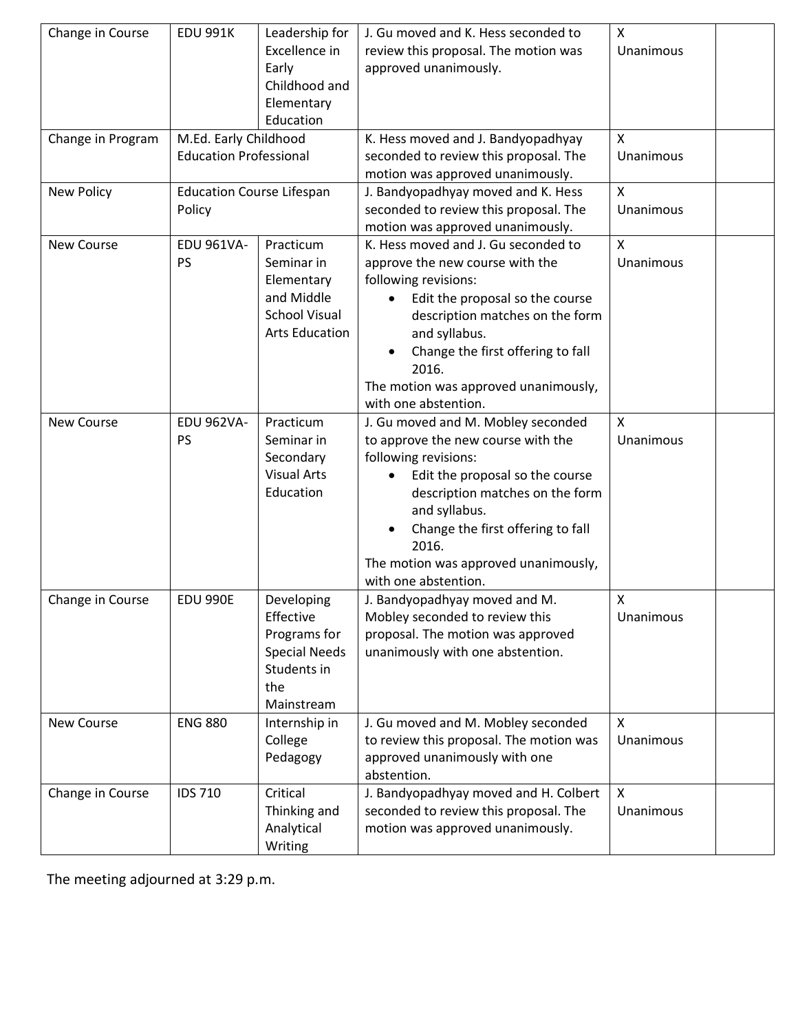| | | | | | |
|---|---|---|---|---|---|
| Change in Course | EDU 991K | Leadership for Excellence in Early Childhood and Elementary Education | J. Gu moved and K. Hess seconded to review this proposal. The motion was approved unanimously. | X Unanimous | |
| Change in Program | M.Ed. Early Childhood Education Professional | | K. Hess moved and J. Bandyopadhyay seconded to review this proposal. The motion was approved unanimously. | X Unanimous | |
| New Policy | Education Course Lifespan Policy | | J. Bandyopadhyay moved and K. Hess seconded to review this proposal. The motion was approved unanimously. | X Unanimous | |
| New Course | EDU 961VA-PS | Practicum Seminar in Elementary and Middle School Visual Arts Education | K. Hess moved and J. Gu seconded to approve the new course with the following revisions: <ul><li>Edit the proposal so the course description matches on the form and syllabus.</li><li>Change the first offering to fall 2016.</li></ul> The motion was approved unanimously, with one abstention. | X Unanimous | |
| New Course | EDU 962VA-PS | Practicum Seminar in Secondary Visual Arts Education | J. Gu moved and M. Mobley seconded to approve the new course with the following revisions: <ul><li>Edit the proposal so the course description matches on the form and syllabus.</li><li>Change the first offering to fall 2016.</li></ul> The motion was approved unanimously, with one abstention. | X Unanimous | |
| Change in Course | EDU 990E | Developing Effective Programs for Special Needs Students in the Mainstream | J. Bandyopadhyay moved and M. Mobley seconded to review this proposal. The motion was approved unanimously with one abstention. | X Unanimous | |
| New Course | ENG 880 | Internship in College Pedagogy | J. Gu moved and M. Mobley seconded to review this proposal. The motion was approved unanimously with one abstention. | X Unanimous | |
| Change in Course | IDS 710 | Critical Thinking and Analytical Writing | J. Bandyopadhyay moved and H. Colbert seconded to review this proposal. The motion was approved unanimously. | X Unanimous | |

The meeting adjourned at 3:29 p.m.